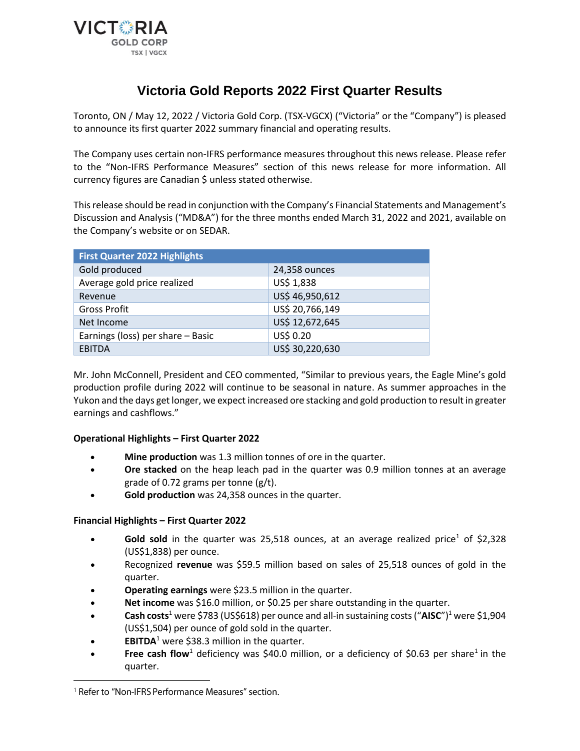# Victoria Gold Reports 2022 First Quarter Results

Toronto, ON / May 12, 2022 / Victoria Gold Corp. (TSX-VGCX) ("Victoria" or the "Company") is pleased to announce its first quarter 2022 summary financial and operating results.

The Company uses certain non-IFRS performance measures throughout this news release. Please refer to the "Non-IFRS Performance Measures" section of this news release for more information. All currency figures are Canadian $ unless stated otherwise.

This release should be read in conjunction with the Company's Financial Statements and Management's Discussion and Analysis ("MD&A") for the three months ended March 31, 2022 and 2021, available on the Company's website or on SEDAR.

| First Quarter 2022 Highlights | |
|---|---|
| Gold produced | 24,358 ounces |
| Average gold price realized | US$ 1,838 |
| Revenue | US$ 46,950,612 |
| Gross Profit | US$ 20,766,149 |
| Net Income | US$ 12,672,645 |
| Earnings (loss) per share – Basic | US$ 0.20 |
| EBITDA | US$ 30,220,630 |

Mr. John McConnell, President and CEO commented, "Similar to previous years, the Eagle Mine's gold production profile during 2022 will continue to be seasonal in nature. As summer approaches in the Yukon and the days get longer, we expect increased ore stacking and gold production to result in greater earnings and cashflows."

**Operational Highlights – First Quarter 2022**

- **Mine production** was 1.3 million tonnes of ore in the quarter.
- **Ore stacked** on the heap leach pad in the quarter was 0.9 million tonnes at an average grade of 0.72 grams per tonne (g/t).
- **Gold production** was 24,358 ounces in the quarter.

**Financial Highlights – First Quarter 2022**

- **Gold sold** in the quarter was 25,518 ounces, at an average realized price[1] of $2,328 (US$1,838) per ounce.
- Recognized **revenue** was $59.5 million based on sales of 25,518 ounces of gold in the quarter.
- **Operating earnings** were $23.5 million in the quarter.
- **Net income** was $16.0 million, or $0.25 per share outstanding in the quarter.
- **Cash costs**[1] were $783 (US$618) per ounce and all-in sustaining costs ("**AISC**")[1] were $1,904 (US$1,504) per ounce of gold sold in the quarter.
- **EBITDA**[1] were $38.3 million in the quarter.
- **Free cash flow**[1] deficiency was $40.0 million, or a deficiency of $0.63 per share[1] in the quarter.

[1] Refer to "Non-IFRS Performance Measures" section.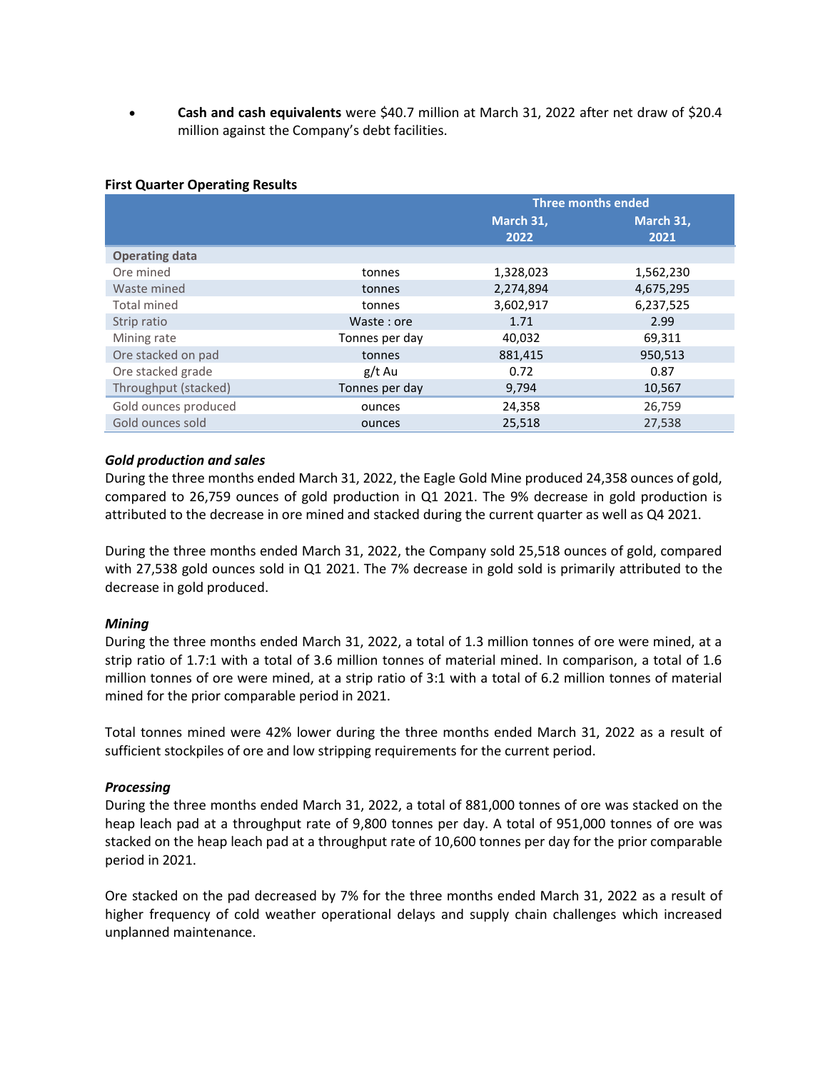- **Cash and cash equivalents** were $40.7 million at March 31, 2022 after net draw of $20.4 million against the Company's debt facilities.

**First Quarter Operating Results**

| | | Three months ended | |
|---|---|---|---|
| | | March 31, 2022 | March 31, 2021 |
| **Operating data** | | | |
| Ore mined | tonnes | 1,328,023 | 1,562,230 |
| Waste mined | tonnes | 2,274,894 | 4,675,295 |
| Total mined | tonnes | 3,602,917 | 6,237,525 |
| Strip ratio | Waste : ore | 1.71 | 2.99 |
| Mining rate | Tonnes per day | 40,032 | 69,311 |
| Ore stacked on pad | tonnes | 881,415 | 950,513 |
| Ore stacked grade | g/t Au | 0.72 | 0.87 |
| Throughput (stacked) | Tonnes per day | 9,794 | 10,567 |
| Gold ounces produced | ounces | 24,358 | 26,759 |
| Gold ounces sold | ounces | 25,518 | 27,538 |

***Gold production and sales***

During the three months ended March 31, 2022, the Eagle Gold Mine produced 24,358 ounces of gold, compared to 26,759 ounces of gold production in Q1 2021. The 9% decrease in gold production is attributed to the decrease in ore mined and stacked during the current quarter as well as Q4 2021.

During the three months ended March 31, 2022, the Company sold 25,518 ounces of gold, compared with 27,538 gold ounces sold in Q1 2021. The 7% decrease in gold sold is primarily attributed to the decrease in gold produced.

***Mining***

During the three months ended March 31, 2022, a total of 1.3 million tonnes of ore were mined, at a strip ratio of 1.7:1 with a total of 3.6 million tonnes of material mined. In comparison, a total of 1.6 million tonnes of ore were mined, at a strip ratio of 3:1 with a total of 6.2 million tonnes of material mined for the prior comparable period in 2021.

Total tonnes mined were 42% lower during the three months ended March 31, 2022 as a result of sufficient stockpiles of ore and low stripping requirements for the current period.

***Processing***

During the three months ended March 31, 2022, a total of 881,000 tonnes of ore was stacked on the heap leach pad at a throughput rate of 9,800 tonnes per day. A total of 951,000 tonnes of ore was stacked on the heap leach pad at a throughput rate of 10,600 tonnes per day for the prior comparable period in 2021.

Ore stacked on the pad decreased by 7% for the three months ended March 31, 2022 as a result of higher frequency of cold weather operational delays and supply chain challenges which increased unplanned maintenance.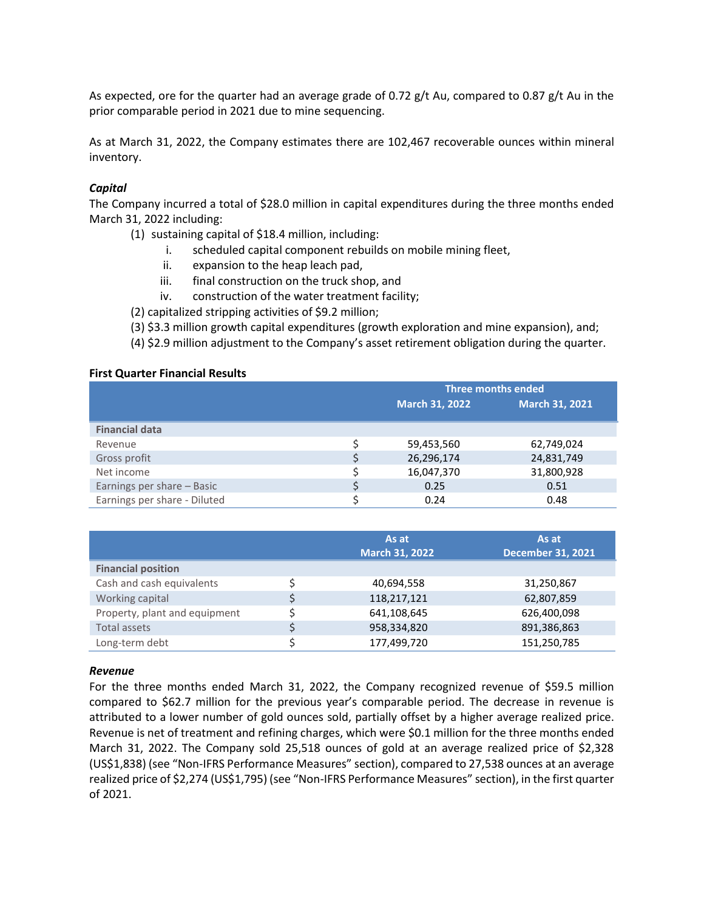As expected, ore for the quarter had an average grade of 0.72 g/t Au, compared to 0.87 g/t Au in the prior comparable period in 2021 due to mine sequencing.

As at March 31, 2022, the Company estimates there are 102,467 recoverable ounces within mineral inventory.

***Capital***

The Company incurred a total of $28.0 million in capital expenditures during the three months ended March 31, 2022 including:

(1) sustaining capital of $18.4 million, including:
   i. scheduled capital component rebuilds on mobile mining fleet,
   ii. expansion to the heap leach pad,
   iii. final construction on the truck shop, and
   iv. construction of the water treatment facility;

(2) capitalized stripping activities of $9.2 million;

(3) $3.3 million growth capital expenditures (growth exploration and mine expansion), and;

(4) $2.9 million adjustment to the Company's asset retirement obligation during the quarter.

**First Quarter Financial Results**

| | | Three months ended | |
|---|---|---|---|
| | | **March 31, 2022** | **March 31, 2021** |
| **Financial data** | | | |
| Revenue | $ | 59,453,560 | 62,749,024 |
| Gross profit | $ | 26,296,174 | 24,831,749 |
| Net income | $ | 16,047,370 | 31,800,928 |
| Earnings per share – Basic | $ | 0.25 | 0.51 |
| Earnings per share - Diluted | $ | 0.24 | 0.48 |

| | | As at March 31, 2022 | As at December 31, 2021 |
|---|---|---|---|
| **Financial position** | | | |
| Cash and cash equivalents | $ | 40,694,558 | 31,250,867 |
| Working capital | $ | 118,217,121 | 62,807,859 |
| Property, plant and equipment | $ | 641,108,645 | 626,400,098 |
| Total assets | $ | 958,334,820 | 891,386,863 |
| Long-term debt | $ | 177,499,720 | 151,250,785 |

***Revenue***

For the three months ended March 31, 2022, the Company recognized revenue of $59.5 million compared to $62.7 million for the previous year's comparable period. The decrease in revenue is attributed to a lower number of gold ounces sold, partially offset by a higher average realized price. Revenue is net of treatment and refining charges, which were $0.1 million for the three months ended March 31, 2022. The Company sold 25,518 ounces of gold at an average realized price of $2,328 (US$1,838) (see "Non-IFRS Performance Measures" section), compared to 27,538 ounces at an average realized price of $2,274 (US$1,795) (see "Non-IFRS Performance Measures" section), in the first quarter of 2021.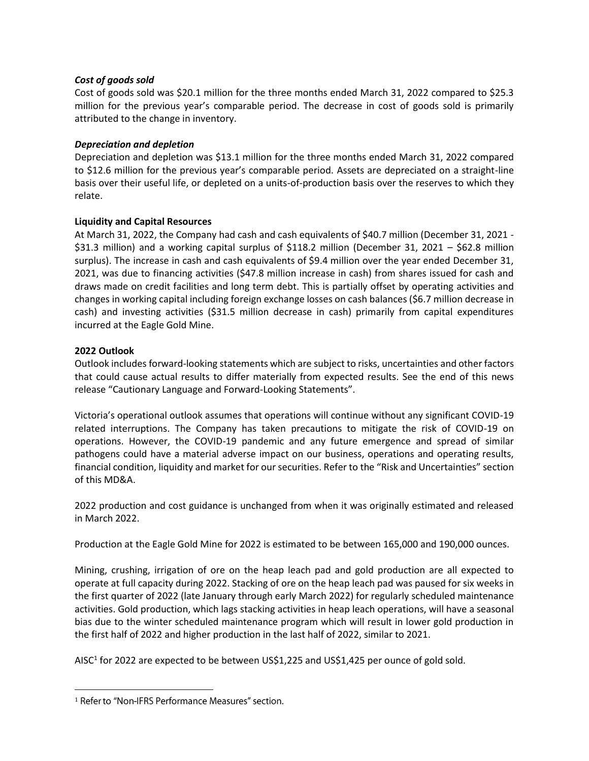***Cost of goods sold***

Cost of goods sold was $20.1 million for the three months ended March 31, 2022 compared to $25.3 million for the previous year's comparable period. The decrease in cost of goods sold is primarily attributed to the change in inventory.

***Depreciation and depletion***

Depreciation and depletion was $13.1 million for the three months ended March 31, 2022 compared to $12.6 million for the previous year's comparable period. Assets are depreciated on a straight-line basis over their useful life, or depleted on a units-of-production basis over the reserves to which they relate.

**Liquidity and Capital Resources**

At March 31, 2022, the Company had cash and cash equivalents of $40.7 million (December 31, 2021 - $31.3 million) and a working capital surplus of $118.2 million (December 31, 2021 – $62.8 million surplus). The increase in cash and cash equivalents of $9.4 million over the year ended December 31, 2021, was due to financing activities ($47.8 million increase in cash) from shares issued for cash and draws made on credit facilities and long term debt. This is partially offset by operating activities and changes in working capital including foreign exchange losses on cash balances ($6.7 million decrease in cash) and investing activities ($31.5 million decrease in cash) primarily from capital expenditures incurred at the Eagle Gold Mine.

**2022 Outlook**

Outlook includes forward-looking statements which are subject to risks, uncertainties and other factors that could cause actual results to differ materially from expected results. See the end of this news release "Cautionary Language and Forward-Looking Statements".

Victoria's operational outlook assumes that operations will continue without any significant COVID-19 related interruptions. The Company has taken precautions to mitigate the risk of COVID-19 on operations. However, the COVID-19 pandemic and any future emergence and spread of similar pathogens could have a material adverse impact on our business, operations and operating results, financial condition, liquidity and market for our securities. Refer to the "Risk and Uncertainties" section of this MD&A.

2022 production and cost guidance is unchanged from when it was originally estimated and released in March 2022.

Production at the Eagle Gold Mine for 2022 is estimated to be between 165,000 and 190,000 ounces.

Mining, crushing, irrigation of ore on the heap leach pad and gold production are all expected to operate at full capacity during 2022. Stacking of ore on the heap leach pad was paused for six weeks in the first quarter of 2022 (late January through early March 2022) for regularly scheduled maintenance activities. Gold production, which lags stacking activities in heap leach operations, will have a seasonal bias due to the winter scheduled maintenance program which will result in lower gold production in the first half of 2022 and higher production in the last half of 2022, similar to 2021.

AISC[1] for 2022 are expected to be between US$1,225 and US$1,425 per ounce of gold sold.

[1] Refer to "Non-IFRS Performance Measures" section.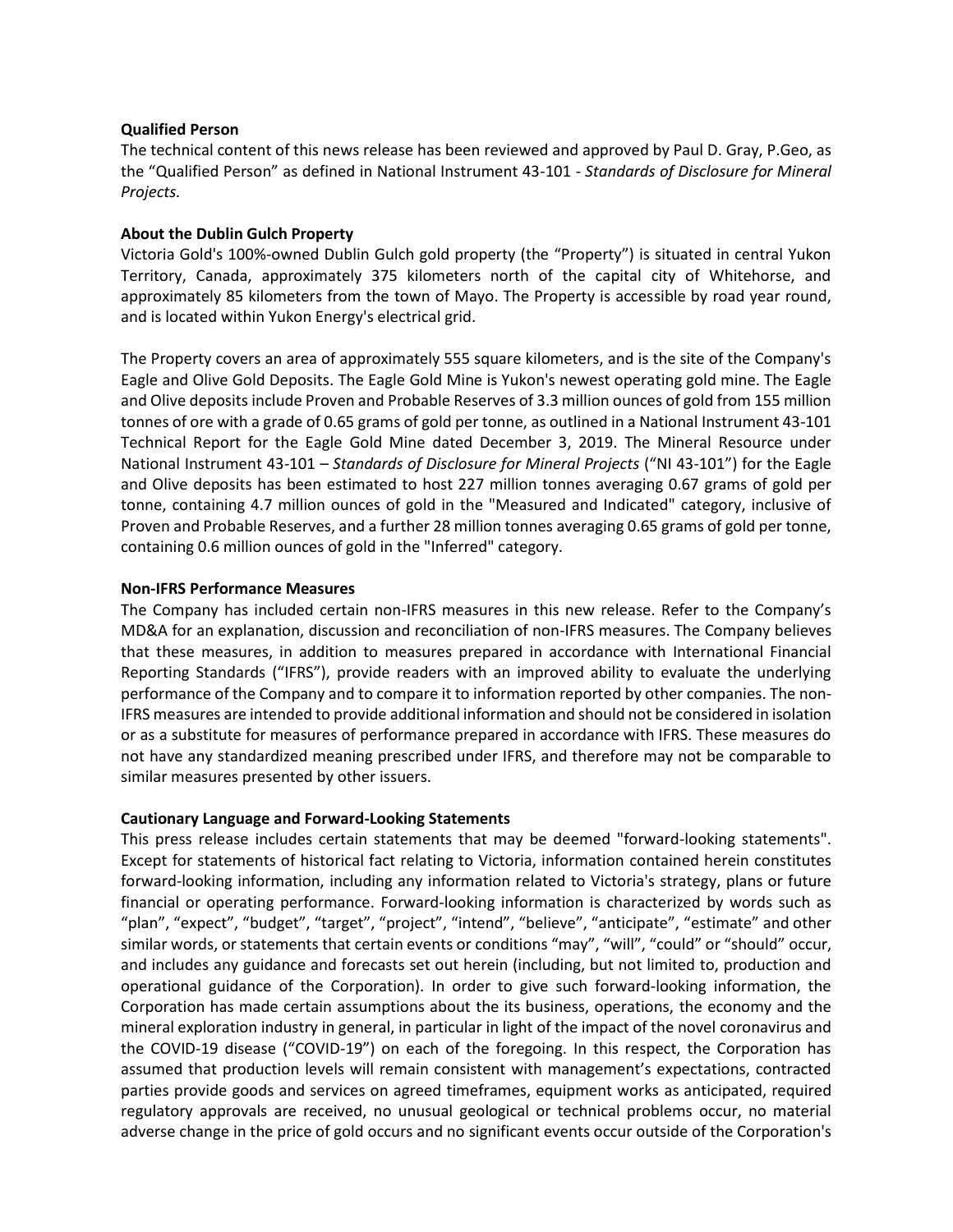**Qualified Person**

The technical content of this news release has been reviewed and approved by Paul D. Gray, P.Geo, as the "Qualified Person" as defined in National Instrument 43-101 - *Standards of Disclosure for Mineral Projects.*

**About the Dublin Gulch Property**

Victoria Gold's 100%-owned Dublin Gulch gold property (the "Property") is situated in central Yukon Territory, Canada, approximately 375 kilometers north of the capital city of Whitehorse, and approximately 85 kilometers from the town of Mayo. The Property is accessible by road year round, and is located within Yukon Energy's electrical grid.

The Property covers an area of approximately 555 square kilometers, and is the site of the Company's Eagle and Olive Gold Deposits. The Eagle Gold Mine is Yukon's newest operating gold mine. The Eagle and Olive deposits include Proven and Probable Reserves of 3.3 million ounces of gold from 155 million tonnes of ore with a grade of 0.65 grams of gold per tonne, as outlined in a National Instrument 43-101 Technical Report for the Eagle Gold Mine dated December 3, 2019. The Mineral Resource under National Instrument 43-101 – *Standards of Disclosure for Mineral Projects* ("NI 43-101") for the Eagle and Olive deposits has been estimated to host 227 million tonnes averaging 0.67 grams of gold per tonne, containing 4.7 million ounces of gold in the "Measured and Indicated" category, inclusive of Proven and Probable Reserves, and a further 28 million tonnes averaging 0.65 grams of gold per tonne, containing 0.6 million ounces of gold in the "Inferred" category.

**Non-IFRS Performance Measures**

The Company has included certain non-IFRS measures in this new release. Refer to the Company's MD&A for an explanation, discussion and reconciliation of non-IFRS measures. The Company believes that these measures, in addition to measures prepared in accordance with International Financial Reporting Standards ("IFRS"), provide readers with an improved ability to evaluate the underlying performance of the Company and to compare it to information reported by other companies. The non-IFRS measures are intended to provide additional information and should not be considered in isolation or as a substitute for measures of performance prepared in accordance with IFRS. These measures do not have any standardized meaning prescribed under IFRS, and therefore may not be comparable to similar measures presented by other issuers.

**Cautionary Language and Forward-Looking Statements**

This press release includes certain statements that may be deemed "forward-looking statements". Except for statements of historical fact relating to Victoria, information contained herein constitutes forward-looking information, including any information related to Victoria's strategy, plans or future financial or operating performance. Forward-looking information is characterized by words such as "plan", "expect", "budget", "target", "project", "intend", "believe", "anticipate", "estimate" and other similar words, or statements that certain events or conditions "may", "will", "could" or "should" occur, and includes any guidance and forecasts set out herein (including, but not limited to, production and operational guidance of the Corporation). In order to give such forward-looking information, the Corporation has made certain assumptions about the its business, operations, the economy and the mineral exploration industry in general, in particular in light of the impact of the novel coronavirus and the COVID-19 disease ("COVID-19") on each of the foregoing. In this respect, the Corporation has assumed that production levels will remain consistent with management's expectations, contracted parties provide goods and services on agreed timeframes, equipment works as anticipated, required regulatory approvals are received, no unusual geological or technical problems occur, no material adverse change in the price of gold occurs and no significant events occur outside of the Corporation's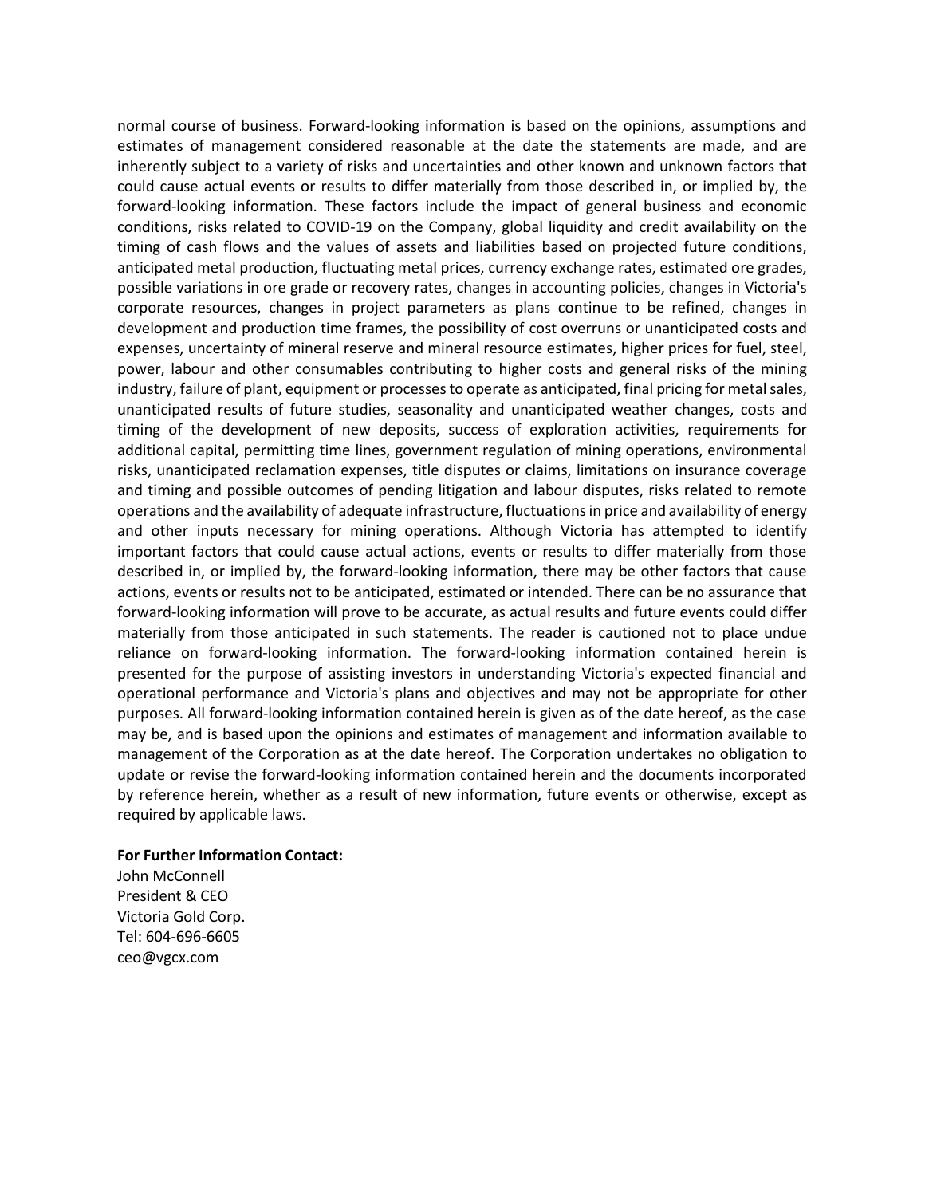normal course of business. Forward-looking information is based on the opinions, assumptions and estimates of management considered reasonable at the date the statements are made, and are inherently subject to a variety of risks and uncertainties and other known and unknown factors that could cause actual events or results to differ materially from those described in, or implied by, the forward-looking information. These factors include the impact of general business and economic conditions, risks related to COVID-19 on the Company, global liquidity and credit availability on the timing of cash flows and the values of assets and liabilities based on projected future conditions, anticipated metal production, fluctuating metal prices, currency exchange rates, estimated ore grades, possible variations in ore grade or recovery rates, changes in accounting policies, changes in Victoria's corporate resources, changes in project parameters as plans continue to be refined, changes in development and production time frames, the possibility of cost overruns or unanticipated costs and expenses, uncertainty of mineral reserve and mineral resource estimates, higher prices for fuel, steel, power, labour and other consumables contributing to higher costs and general risks of the mining industry, failure of plant, equipment or processes to operate as anticipated, final pricing for metal sales, unanticipated results of future studies, seasonality and unanticipated weather changes, costs and timing of the development of new deposits, success of exploration activities, requirements for additional capital, permitting time lines, government regulation of mining operations, environmental risks, unanticipated reclamation expenses, title disputes or claims, limitations on insurance coverage and timing and possible outcomes of pending litigation and labour disputes, risks related to remote operations and the availability of adequate infrastructure, fluctuations in price and availability of energy and other inputs necessary for mining operations. Although Victoria has attempted to identify important factors that could cause actual actions, events or results to differ materially from those described in, or implied by, the forward-looking information, there may be other factors that cause actions, events or results not to be anticipated, estimated or intended. There can be no assurance that forward-looking information will prove to be accurate, as actual results and future events could differ materially from those anticipated in such statements. The reader is cautioned not to place undue reliance on forward-looking information. The forward-looking information contained herein is presented for the purpose of assisting investors in understanding Victoria's expected financial and operational performance and Victoria's plans and objectives and may not be appropriate for other purposes. All forward-looking information contained herein is given as of the date hereof, as the case may be, and is based upon the opinions and estimates of management and information available to management of the Corporation as at the date hereof. The Corporation undertakes no obligation to update or revise the forward-looking information contained herein and the documents incorporated by reference herein, whether as a result of new information, future events or otherwise, except as required by applicable laws.

**For Further Information Contact:**
John McConnell
President & CEO
Victoria Gold Corp.
Tel: 604-696-6605
ceo@vgcx.com